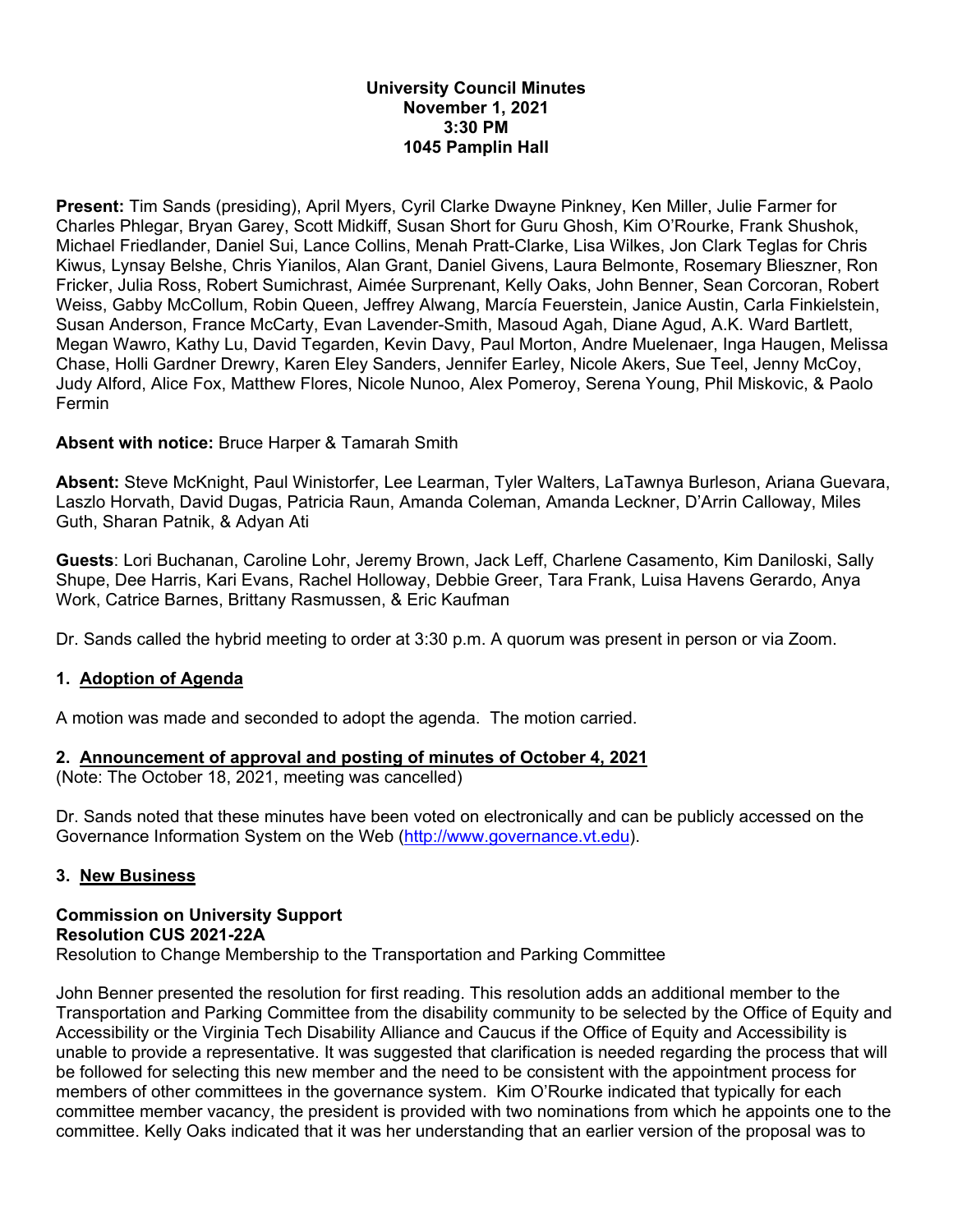**University Council Minutes**
**November 1, 2021**
**3:30 PM**
**1045 Pamplin Hall**

**Present:** Tim Sands (presiding), April Myers, Cyril Clarke Dwayne Pinkney, Ken Miller, Julie Farmer for Charles Phlegar, Bryan Garey, Scott Midkiff, Susan Short for Guru Ghosh, Kim O'Rourke, Frank Shushok, Michael Friedlander, Daniel Sui, Lance Collins, Menah Pratt-Clarke, Lisa Wilkes, Jon Clark Teglas for Chris Kiwus, Lynsay Belshe, Chris Yianilos, Alan Grant, Daniel Givens, Laura Belmonte, Rosemary Blieszner, Ron Fricker, Julia Ross, Robert Sumichrast, Aimée Surprenant, Kelly Oaks, John Benner, Sean Corcoran, Robert Weiss, Gabby McCollum, Robin Queen, Jeffrey Alwang, Marcía Feuerstein, Janice Austin, Carla Finkielstein, Susan Anderson, France McCarty, Evan Lavender-Smith, Masoud Agah, Diane Agud, A.K. Ward Bartlett, Megan Wawro, Kathy Lu, David Tegarden, Kevin Davy, Paul Morton, Andre Muelenaer, Inga Haugen, Melissa Chase, Holli Gardner Drewry, Karen Eley Sanders, Jennifer Earley, Nicole Akers, Sue Teel, Jenny McCoy, Judy Alford, Alice Fox, Matthew Flores, Nicole Nunoo, Alex Pomeroy, Serena Young, Phil Miskovic, & Paolo Fermin

**Absent with notice:** Bruce Harper & Tamarah Smith

**Absent:** Steve McKnight, Paul Winistorfer, Lee Learman, Tyler Walters, LaTawnya Burleson, Ariana Guevara, Laszlo Horvath, David Dugas, Patricia Raun, Amanda Coleman, Amanda Leckner, D'Arrin Calloway, Miles Guth, Sharan Patnik, & Adyan Ati

**Guests**: Lori Buchanan, Caroline Lohr, Jeremy Brown, Jack Leff, Charlene Casamento, Kim Daniloski, Sally Shupe, Dee Harris, Kari Evans, Rachel Holloway, Debbie Greer, Tara Frank, Luisa Havens Gerardo, Anya Work, Catrice Barnes, Brittany Rasmussen, & Eric Kaufman

Dr. Sands called the hybrid meeting to order at 3:30 p.m. A quorum was present in person or via Zoom.

## 1. Adoption of Agenda

A motion was made and seconded to adopt the agenda. The motion carried.

## 2. Announcement of approval and posting of minutes of October 4, 2021

(Note: The October 18, 2021, meeting was cancelled)

Dr. Sands noted that these minutes have been voted on electronically and can be publicly accessed on the Governance Information System on the Web (http://www.governance.vt.edu).

## 3. New Business

**Commission on University Support**
**Resolution CUS 2021-22A**
Resolution to Change Membership to the Transportation and Parking Committee

John Benner presented the resolution for first reading. This resolution adds an additional member to the Transportation and Parking Committee from the disability community to be selected by the Office of Equity and Accessibility or the Virginia Tech Disability Alliance and Caucus if the Office of Equity and Accessibility is unable to provide a representative. It was suggested that clarification is needed regarding the process that will be followed for selecting this new member and the need to be consistent with the appointment process for members of other committees in the governance system. Kim O'Rourke indicated that typically for each committee member vacancy, the president is provided with two nominations from which he appoints one to the committee. Kelly Oaks indicated that it was her understanding that an earlier version of the proposal was to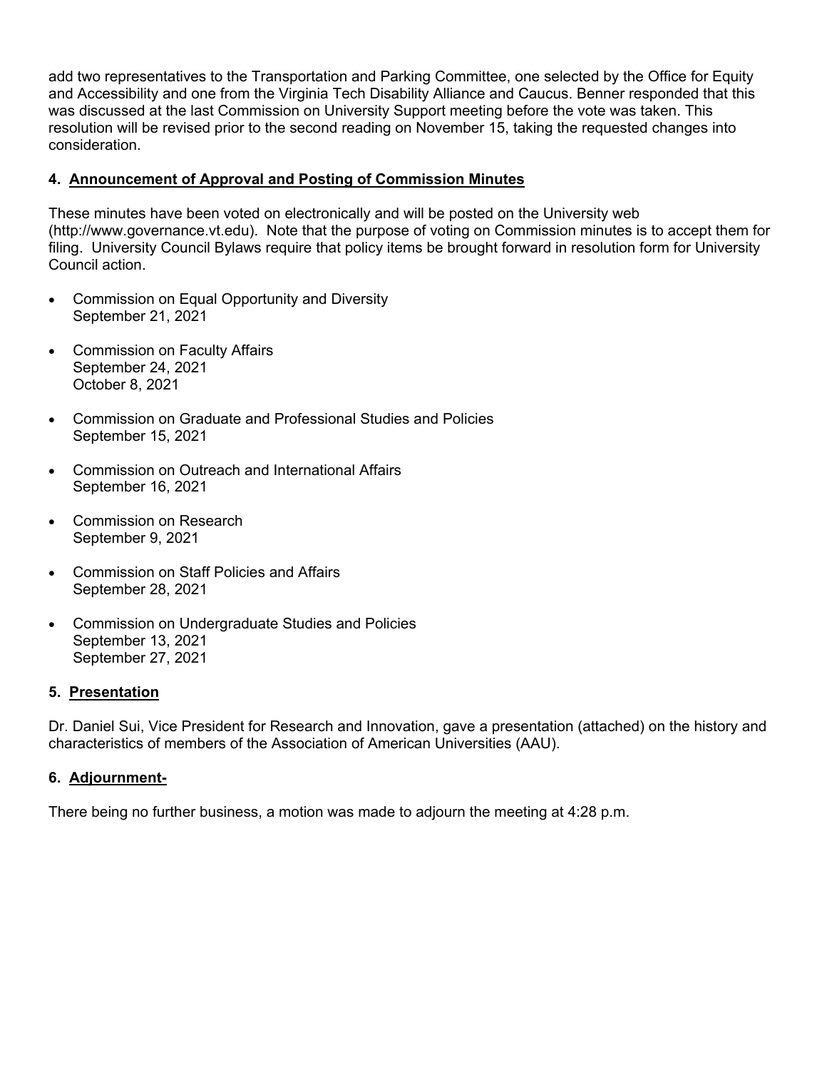add two representatives to the Transportation and Parking Committee, one selected by the Office for Equity and Accessibility and one from the Virginia Tech Disability Alliance and Caucus. Benner responded that this was discussed at the last Commission on University Support meeting before the vote was taken. This resolution will be revised prior to the second reading on November 15, taking the requested changes into consideration.

## 4. Announcement of Approval and Posting of Commission Minutes

These minutes have been voted on electronically and will be posted on the University web (http://www.governance.vt.edu). Note that the purpose of voting on Commission minutes is to accept them for filing. University Council Bylaws require that policy items be brought forward in resolution form for University Council action.

- Commission on Equal Opportunity and Diversity
  September 21, 2021
- Commission on Faculty Affairs
  September 24, 2021
  October 8, 2021
- Commission on Graduate and Professional Studies and Policies
  September 15, 2021
- Commission on Outreach and International Affairs
  September 16, 2021
- Commission on Research
  September 9, 2021
- Commission on Staff Policies and Affairs
  September 28, 2021
- Commission on Undergraduate Studies and Policies
  September 13, 2021
  September 27, 2021

## 5. Presentation

Dr. Daniel Sui, Vice President for Research and Innovation, gave a presentation (attached) on the history and characteristics of members of the Association of American Universities (AAU).

## 6. Adjournment-

There being no further business, a motion was made to adjourn the meeting at 4:28 p.m.